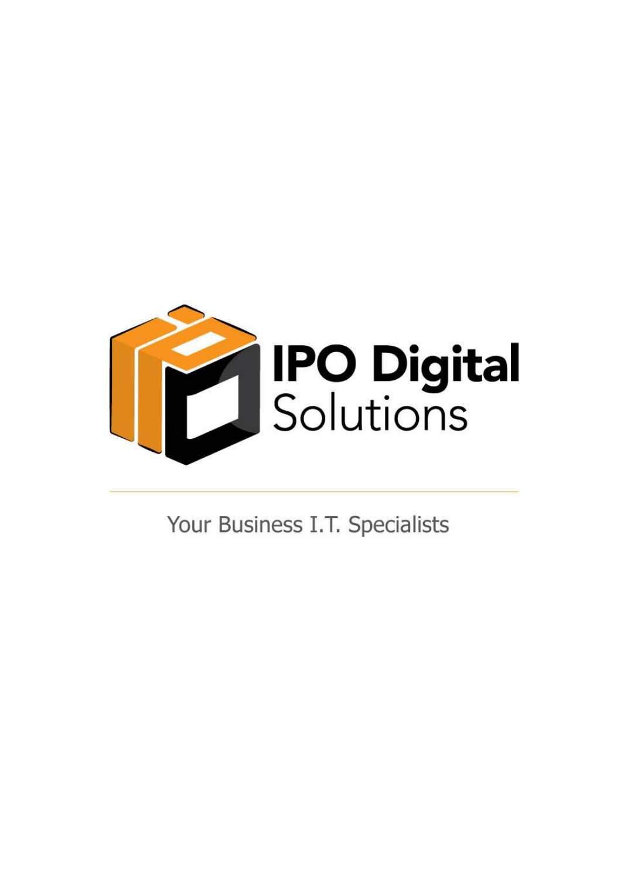# IPO Digital Solutions

---

Your Business I.T. Specialists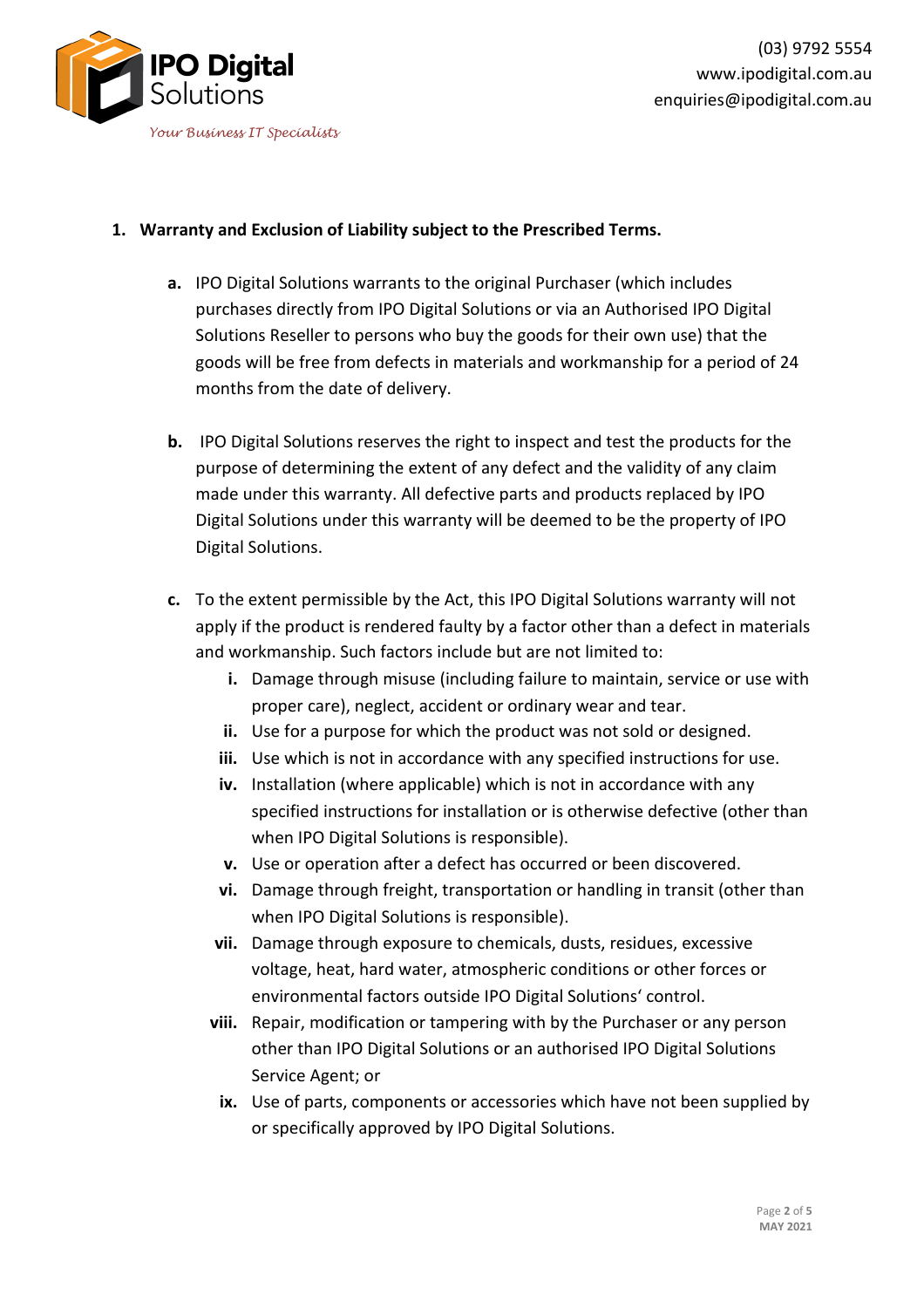1. **Warranty and Exclusion of Liability subject to the Prescribed Terms.**

   **a.** IPO Digital Solutions warrants to the original Purchaser (which includes purchases directly from IPO Digital Solutions or via an Authorised IPO Digital Solutions Reseller to persons who buy the goods for their own use) that the goods will be free from defects in materials and workmanship for a period of 24 months from the date of delivery.

   **b.** IPO Digital Solutions reserves the right to inspect and test the products for the purpose of determining the extent of any defect and the validity of any claim made under this warranty. All defective parts and products replaced by IPO Digital Solutions under this warranty will be deemed to be the property of IPO Digital Solutions.

   **c.** To the extent permissible by the Act, this IPO Digital Solutions warranty will not apply if the product is rendered faulty by a factor other than a defect in materials and workmanship. Such factors include but are not limited to:

      **i.** Damage through misuse (including failure to maintain, service or use with proper care), neglect, accident or ordinary wear and tear.

      **ii.** Use for a purpose for which the product was not sold or designed.

      **iii.** Use which is not in accordance with any specified instructions for use.

      **iv.** Installation (where applicable) which is not in accordance with any specified instructions for installation or is otherwise defective (other than when IPO Digital Solutions is responsible).

      **v.** Use or operation after a defect has occurred or been discovered.

      **vi.** Damage through freight, transportation or handling in transit (other than when IPO Digital Solutions is responsible).

      **vii.** Damage through exposure to chemicals, dusts, residues, excessive voltage, heat, hard water, atmospheric conditions or other forces or environmental factors outside IPO Digital Solutions' control.

      **viii.** Repair, modification or tampering with by the Purchaser or any person other than IPO Digital Solutions or an authorised IPO Digital Solutions Service Agent; or

      **ix.** Use of parts, components or accessories which have not been supplied by or specifically approved by IPO Digital Solutions.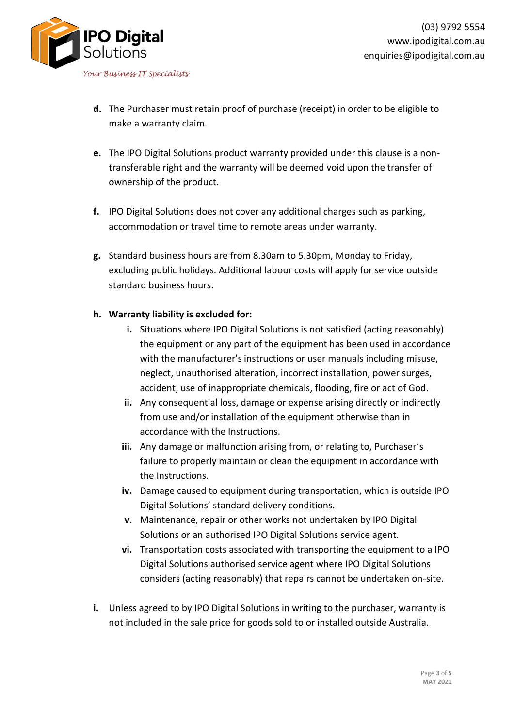**d.** The Purchaser must retain proof of purchase (receipt) in order to be eligible to make a warranty claim.

**e.** The IPO Digital Solutions product warranty provided under this clause is a non-transferable right and the warranty will be deemed void upon the transfer of ownership of the product.

**f.** IPO Digital Solutions does not cover any additional charges such as parking, accommodation or travel time to remote areas under warranty.

**g.** Standard business hours are from 8.30am to 5.30pm, Monday to Friday, excluding public holidays. Additional labour costs will apply for service outside standard business hours.

**h. Warranty liability is excluded for:**

- **i.** Situations where IPO Digital Solutions is not satisfied (acting reasonably) the equipment or any part of the equipment has been used in accordance with the manufacturer's instructions or user manuals including misuse, neglect, unauthorised alteration, incorrect installation, power surges, accident, use of inappropriate chemicals, flooding, fire or act of God.
- **ii.** Any consequential loss, damage or expense arising directly or indirectly from use and/or installation of the equipment otherwise than in accordance with the Instructions.
- **iii.** Any damage or malfunction arising from, or relating to, Purchaser's failure to properly maintain or clean the equipment in accordance with the Instructions.
- **iv.** Damage caused to equipment during transportation, which is outside IPO Digital Solutions' standard delivery conditions.
- **v.** Maintenance, repair or other works not undertaken by IPO Digital Solutions or an authorised IPO Digital Solutions service agent.
- **vi.** Transportation costs associated with transporting the equipment to a IPO Digital Solutions authorised service agent where IPO Digital Solutions considers (acting reasonably) that repairs cannot be undertaken on-site.

**i.** Unless agreed to by IPO Digital Solutions in writing to the purchaser, warranty is not included in the sale price for goods sold to or installed outside Australia.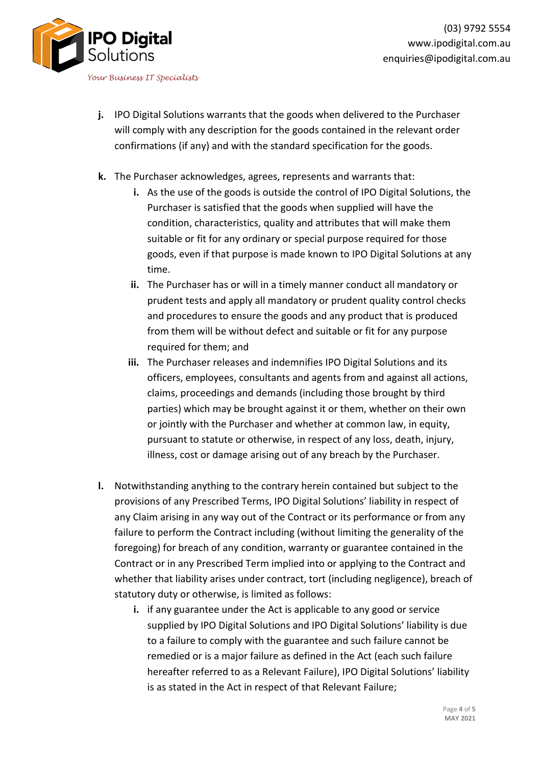**j.** IPO Digital Solutions warrants that the goods when delivered to the Purchaser will comply with any description for the goods contained in the relevant order confirmations (if any) and with the standard specification for the goods.

**k.** The Purchaser acknowledges, agrees, represents and warrants that:

   **i.** As the use of the goods is outside the control of IPO Digital Solutions, the Purchaser is satisfied that the goods when supplied will have the condition, characteristics, quality and attributes that will make them suitable or fit for any ordinary or special purpose required for those goods, even if that purpose is made known to IPO Digital Solutions at any time.

   **ii.** The Purchaser has or will in a timely manner conduct all mandatory or prudent tests and apply all mandatory or prudent quality control checks and procedures to ensure the goods and any product that is produced from them will be without defect and suitable or fit for any purpose required for them; and

   **iii.** The Purchaser releases and indemnifies IPO Digital Solutions and its officers, employees, consultants and agents from and against all actions, claims, proceedings and demands (including those brought by third parties) which may be brought against it or them, whether on their own or jointly with the Purchaser and whether at common law, in equity, pursuant to statute or otherwise, in respect of any loss, death, injury, illness, cost or damage arising out of any breach by the Purchaser.

**l.** Notwithstanding anything to the contrary herein contained but subject to the provisions of any Prescribed Terms, IPO Digital Solutions' liability in respect of any Claim arising in any way out of the Contract or its performance or from any failure to perform the Contract including (without limiting the generality of the foregoing) for breach of any condition, warranty or guarantee contained in the Contract or in any Prescribed Term implied into or applying to the Contract and whether that liability arises under contract, tort (including negligence), breach of statutory duty or otherwise, is limited as follows:

   **i.** if any guarantee under the Act is applicable to any good or service supplied by IPO Digital Solutions and IPO Digital Solutions' liability is due to a failure to comply with the guarantee and such failure cannot be remedied or is a major failure as defined in the Act (each such failure hereafter referred to as a Relevant Failure), IPO Digital Solutions' liability is as stated in the Act in respect of that Relevant Failure;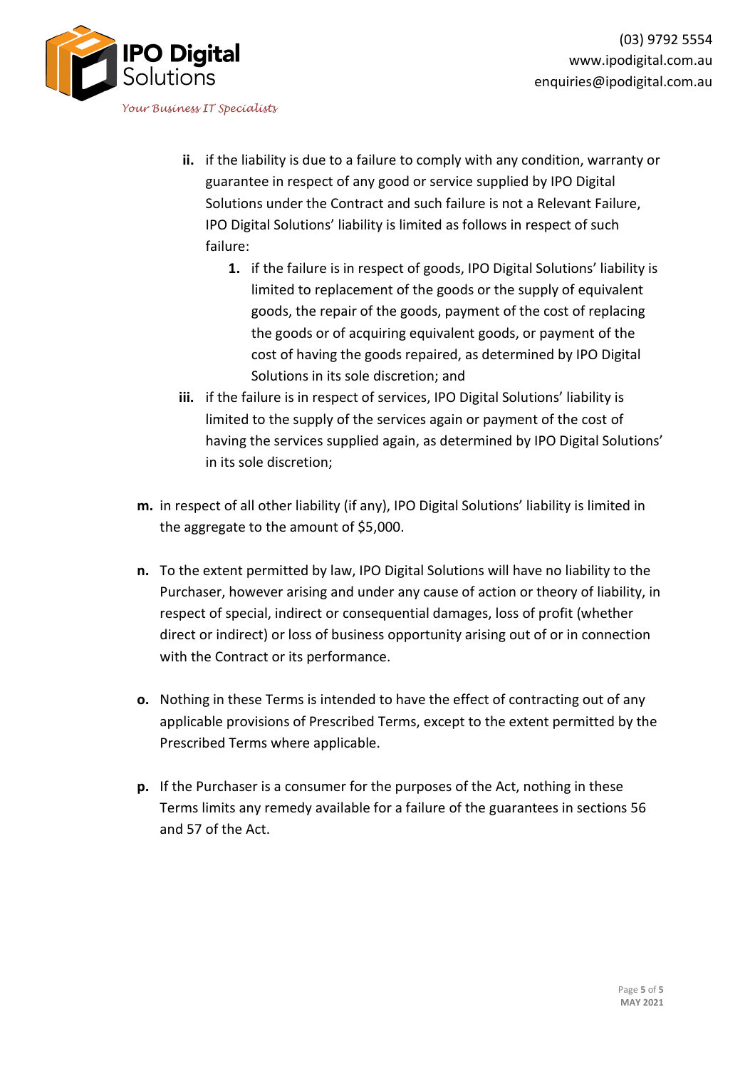ii. if the liability is due to a failure to comply with any condition, warranty or guarantee in respect of any good or service supplied by IPO Digital Solutions under the Contract and such failure is not a Relevant Failure, IPO Digital Solutions' liability is limited as follows in respect of such failure:

    1. if the failure is in respect of goods, IPO Digital Solutions' liability is limited to replacement of the goods or the supply of equivalent goods, the repair of the goods, payment of the cost of replacing the goods or of acquiring equivalent goods, or payment of the cost of having the goods repaired, as determined by IPO Digital Solutions in its sole discretion; and

iii. if the failure is in respect of services, IPO Digital Solutions' liability is limited to the supply of the services again or payment of the cost of having the services supplied again, as determined by IPO Digital Solutions' in its sole discretion;

m. in respect of all other liability (if any), IPO Digital Solutions' liability is limited in the aggregate to the amount of $5,000.

n. To the extent permitted by law, IPO Digital Solutions will have no liability to the Purchaser, however arising and under any cause of action or theory of liability, in respect of special, indirect or consequential damages, loss of profit (whether direct or indirect) or loss of business opportunity arising out of or in connection with the Contract or its performance.

o. Nothing in these Terms is intended to have the effect of contracting out of any applicable provisions of Prescribed Terms, except to the extent permitted by the Prescribed Terms where applicable.

p. If the Purchaser is a consumer for the purposes of the Act, nothing in these Terms limits any remedy available for a failure of the guarantees in sections 56 and 57 of the Act.